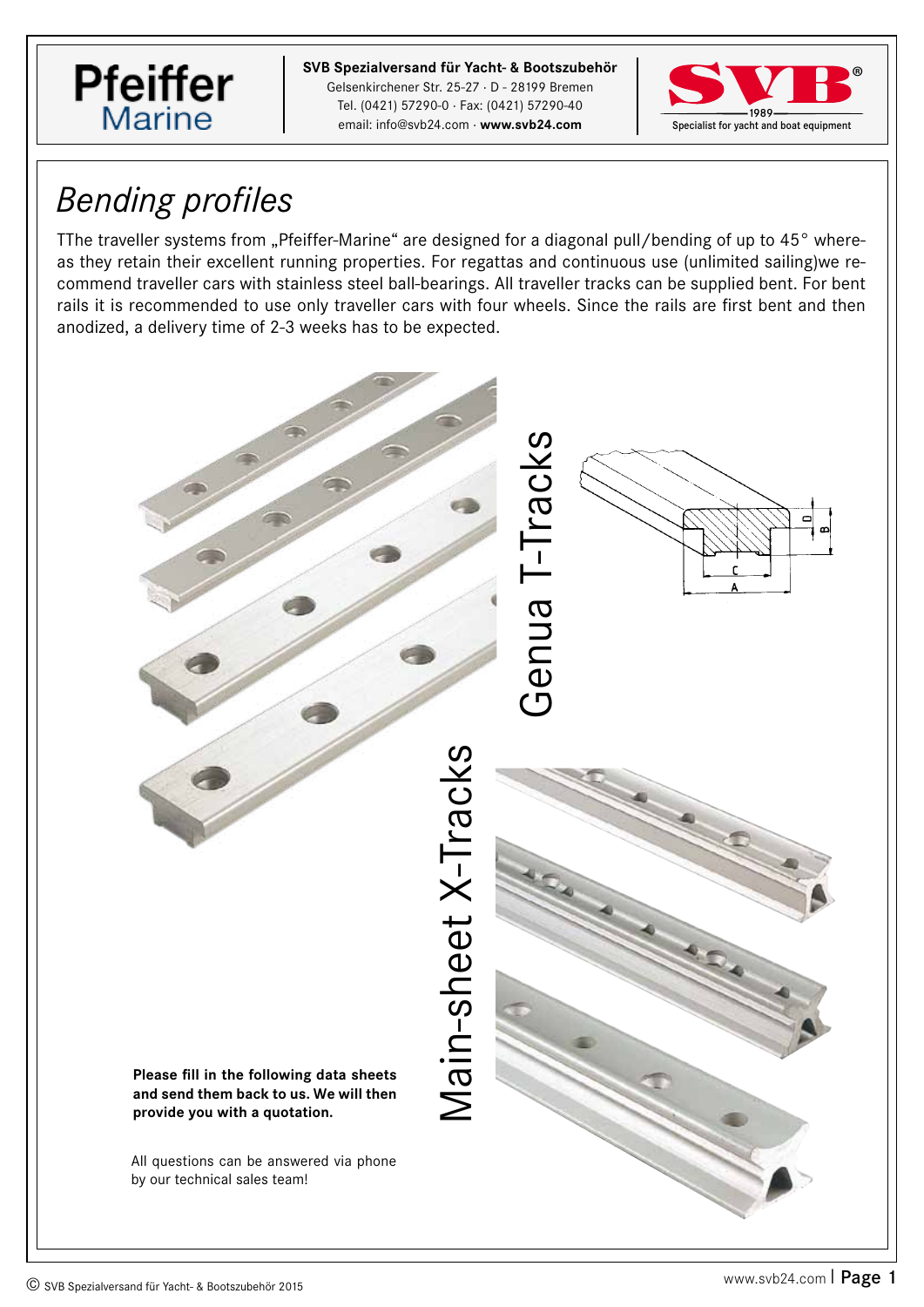Pfeiffer Marine

**SVB Spezialversand für Yacht- & Bootszubehör**
Gelsenkirchener Str. 25-27 · D - 28199 Bremen
Tel. (0421) 57290-0 · Fax: (0421) 57290-40
email: info@svb24.com · **www.svb24.com**

SVB® 1989 Specialist for yacht and boat equipment

# *Bending profiles*

TThe traveller systems from „Pfeiffer-Marine“ are designed for a diagonal pull/bending of up to 45° whereas they retain their excellent running properties. For regattas and continuous use (unlimited sailing)we recommend traveller cars with stainless steel ball-bearings. All traveller tracks can be supplied bent. For bent rails it is recommended to use only traveller cars with four wheels. Since the rails are first bent and then anodized, a delivery time of 2-3 weeks has to be expected.

Genua T-Tracks

D B C A

Main-sheet X-Tracks

**Please fill in the following data sheets and send them back to us. We will then provide you with a quotation.**

All questions can be answered via phone by our technical sales team!

© SVB Spezialversand für Yacht- & Bootszubehör 2015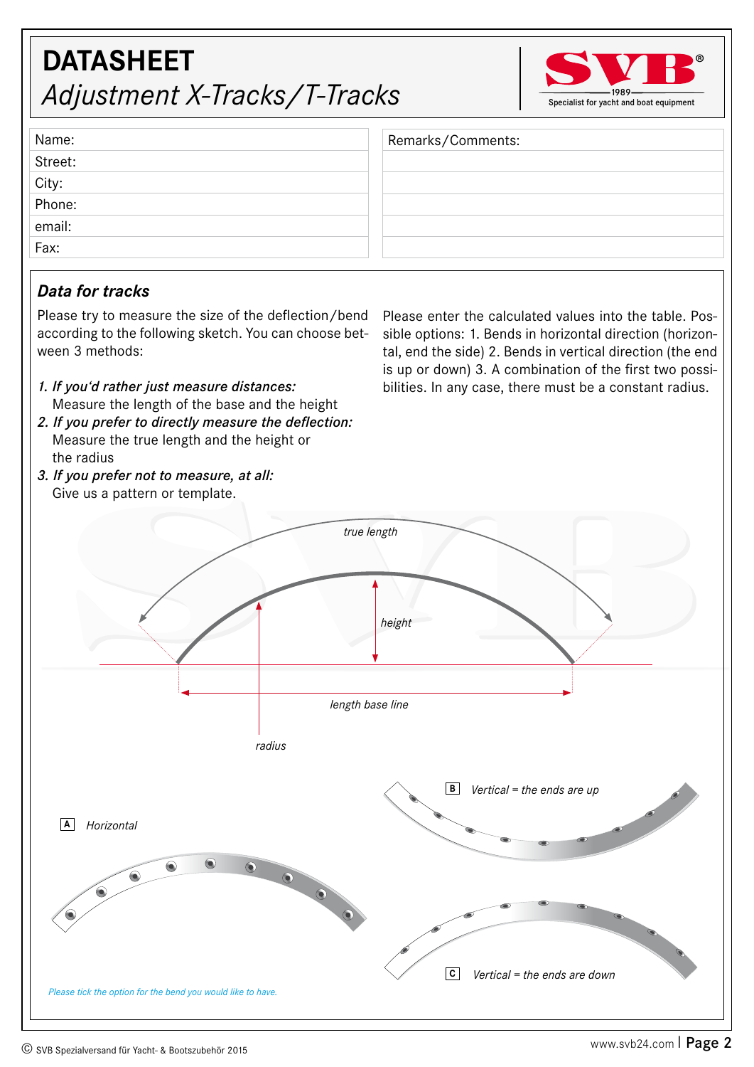# DATASHEET

*Adjustment X-Tracks/T-Tracks*

SVB® 1989 Specialist for yacht and boat equipment

| Name: | Remarks/Comments: |
| --- | --- |
| Street: | |
| City: | |
| Phone: | |
| email: | |
| Fax: | |

## *Data for tracks*

Please try to measure the size of the deflection/bend according to the following sketch. You can choose between 3 methods:

1. *If you'd rather just measure distances:*
   Measure the length of the base and the height
2. *If you prefer to directly measure the deflection:*
   Measure the true length and the height or the radius
3. *If you prefer not to measure, at all:*
   Give us a pattern or template.

Please enter the calculated values into the table. Possible options: 1. Bends in horizontal direction (horizontal, end the side) 2. Bends in vertical direction (the end is up or down) 3. A combination of the first two possibilities. In any case, there must be a constant radius.

*true length*

*height*

*length base line*

*radius*

A *Horizontal*

B *Vertical = the ends are up*

C *Vertical = the ends are down*

*Please tick the option for the bend you would like to have.*

© SVB Spezialversand für Yacht- & Bootszubehör 2015

www.svb24.com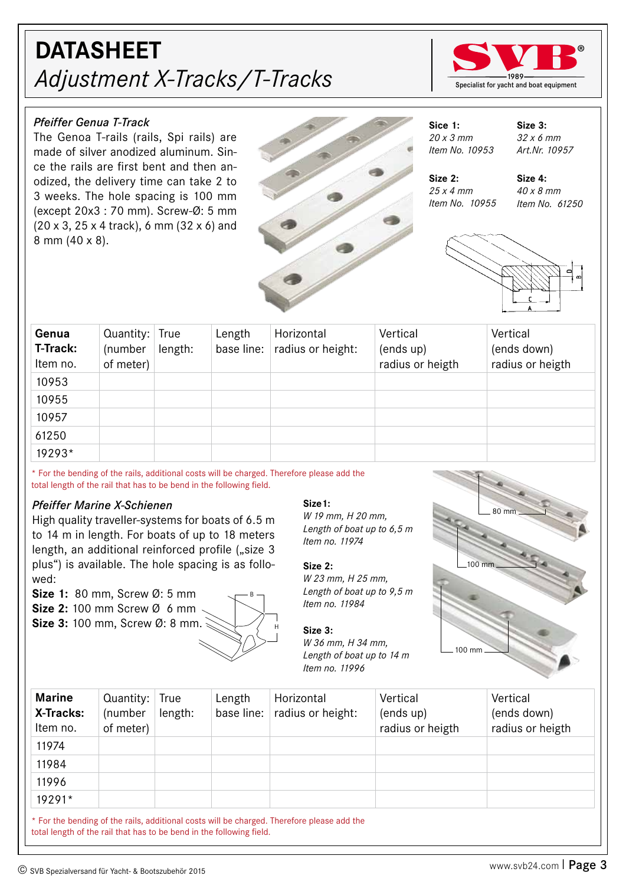# DATASHEET

*Adjustment X-Tracks/T-Tracks*

Specialist for yacht and boat equipment

### *Pfeiffer Genua T-Track*

The Genoa T-rails (rails, Spi rails) are made of silver anodized aluminum. Since the rails are first bent and then anodized, the delivery time can take 2 to 3 weeks. The hole spacing is 100 mm (except 20x3 : 70 mm). Screw-Ø: 5 mm (20 x 3, 25 x 4 track), 6 mm (32 x 6) and 8 mm (40 x 8).

**Size 1:**
*20 x 3 mm*
*Item No. 10953*

**Size 2:**
*25 x 4 mm*
*Item No. 10955*

**Size 3:**
*32 x 6 mm*
*Art.Nr. 10957*

**Size 4:**
*40 x 8 mm*
*Item No. 61250*

| **Genua T-Track:** Item no. | Quantity: (number of meter) | True length: | Length base line: | Horizontal radius or height: | Vertical (ends up) radius or heigth | Vertical (ends down) radius or heigth |
|---|---|---|---|---|---|---|
| 10953 | | | | | | |
| 10955 | | | | | | |
| 10957 | | | | | | |
| 61250 | | | | | | |
| 19293* | | | | | | |

\* For the bending of the rails, additional costs will be charged. Therefore please add the total length of the rail that has to be bend in the following field.

### *Pfeiffer Marine X-Schienen*

High quality traveller-systems for boats of 6.5 m to 14 m in length. For boats of up to 18 meters length, an additional reinforced profile („size 3 plus“) is available. The hole spacing is as follo-wed:

**Size 1:** 80 mm, Screw Ø: 5 mm
**Size 2:** 100 mm Screw Ø 6 mm
**Size 3:** 100 mm, Screw Ø: 8 mm.

**Size 1:**
*W 19 mm, H 20 mm,*
*Length of boat up to 6,5 m*
*Item no. 11974*

**Size 2:**
*W 23 mm, H 25 mm,*
*Length of boat up to 9,5 m*
*Item no. 11984*

**Size 3:**
*W 36 mm, H 34 mm,*
*Length of boat up to 14 m*
*Item no. 11996*

80 mm
100 mm
100 mm

| **Marine X-Tracks:** Item no. | Quantity: (number of meter) | True length: | Length base line: | Horizontal radius or height: | Vertical (ends up) radius or heigth | Vertical (ends down) radius or heigth |
|---|---|---|---|---|---|---|
| 11974 | | | | | | |
| 11984 | | | | | | |
| 11996 | | | | | | |
| 19291* | | | | | | |

\* For the bending of the rails, additional costs will be charged. Therefore please add the total length of the rail that has to be bend in the following field.

© SVB Spezialversand für Yacht- & Bootszubehör 2015

www.svb24.com